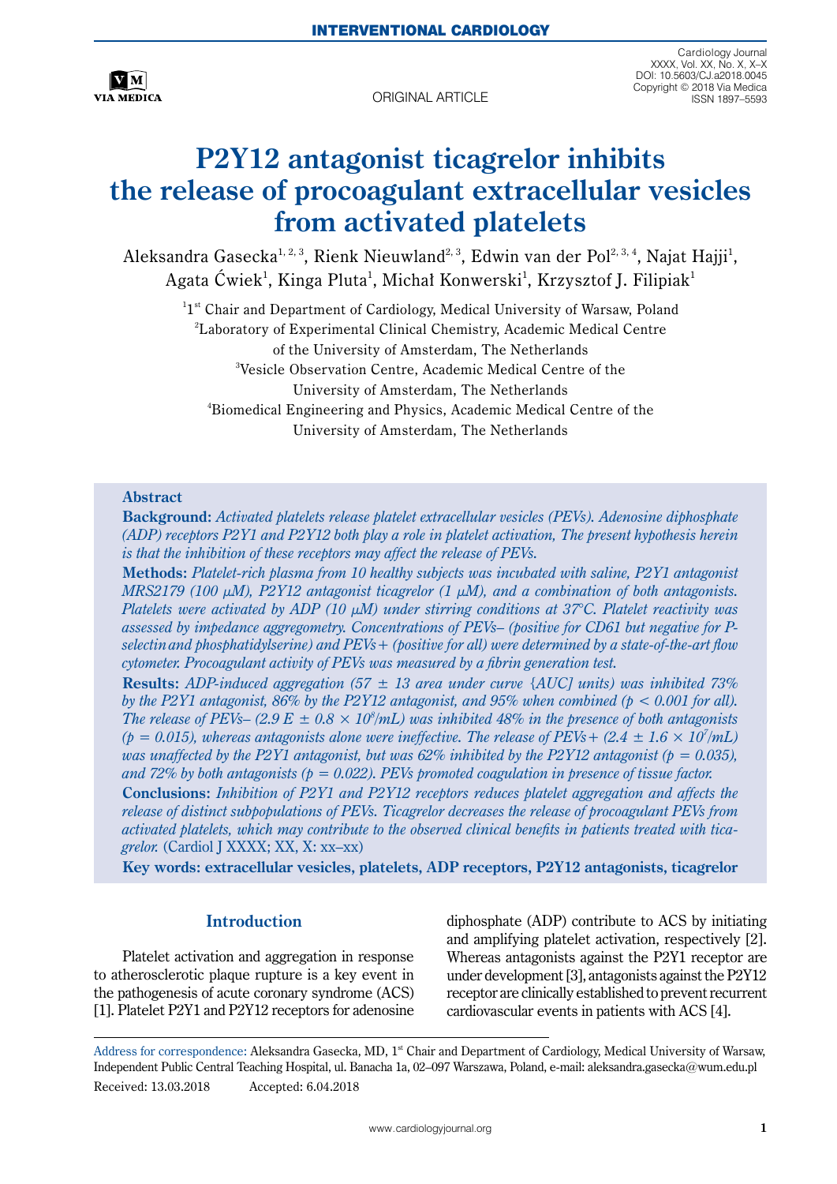INTERVENTIONAL CARDIOLOGY

ORIGINAL ARTICLE

# P2Y12 antagonist ticagrelor inhibits the release of procoagulant extracellular vesicles from activated platelets

Aleksandra Gasecka[1, 2, 3], Rienk Nieuwland[2, 3], Edwin van der Pol[2, 3, 4], Najat Hajji[1], Agata Ćwiek[1], Kinga Pluta[1], Michał Konwerski[1], Krzysztof J. Filipiak[1]

[1]1st Chair and Department of Cardiology, Medical University of Warsaw, Poland
[2]Laboratory of Experimental Clinical Chemistry, Academic Medical Centre of the University of Amsterdam, The Netherlands
[3]Vesicle Observation Centre, Academic Medical Centre of the University of Amsterdam, The Netherlands
[4]Biomedical Engineering and Physics, Academic Medical Centre of the University of Amsterdam, The Netherlands

## Abstract

**Background:** *Activated platelets release platelet extracellular vesicles (PEVs). Adenosine diphosphate (ADP) receptors P2Y1 and P2Y12 both play a role in platelet activation, The present hypothesis herein is that the inhibition of these receptors may affect the release of PEVs.*

**Methods:** *Platelet-rich plasma from 10 healthy subjects was incubated with saline, P2Y1 antagonist MRS2179 (100 μM), P2Y12 antagonist ticagrelor (1 μM), and a combination of both antagonists. Platelets were activated by ADP (10 μM) under stirring conditions at 37°C. Platelet reactivity was assessed by impedance aggregometry. Concentrations of PEVs– (positive for CD61 but negative for P-selectin and phosphatidylserine) and PEVs+ (positive for all) were determined by a state-of-the-art flow cytometer. Procoagulant activity of PEVs was measured by a fibrin generation test.*

**Results:** *ADP-induced aggregation (57 ± 13 area under curve {AUC] units) was inhibited 73% by the P2Y1 antagonist, 86% by the P2Y12 antagonist, and 95% when combined ($p < 0.001$ for all). The release of PEVs– ($2.9 E \pm 0.8 \times 10^8$/mL) was inhibited 48% in the presence of both antagonists ($p = 0.015$), whereas antagonists alone were ineffective. The release of PEVs+ ($2.4 \pm 1.6 \times 10^7$/mL) was unaffected by the P2Y1 antagonist, but was 62% inhibited by the P2Y12 antagonist ($p = 0.035$), and 72% by both antagonists ($p = 0.022$). PEVs promoted coagulation in presence of tissue factor.*

**Conclusions:** *Inhibition of P2Y1 and P2Y12 receptors reduces platelet aggregation and affects the release of distinct subpopulations of PEVs. Ticagrelor decreases the release of procoagulant PEVs from activated platelets, which may contribute to the observed clinical benefits in patients treated with ticagrelor.* (Cardiol J XXXX; XX, X: xx–xx)

**Key words: extracellular vesicles, platelets, ADP receptors, P2Y12 antagonists, ticagrelor**

## Introduction

Platelet activation and aggregation in response to atherosclerotic plaque rupture is a key event in the pathogenesis of acute coronary syndrome (ACS) [1]. Platelet P2Y1 and P2Y12 receptors for adenosine diphosphate (ADP) contribute to ACS by initiating and amplifying platelet activation, respectively [2]. Whereas antagonists against the P2Y1 receptor are under development [3], antagonists against the P2Y12 receptor are clinically established to prevent recurrent cardiovascular events in patients with ACS [4].

Address for correspondence: Aleksandra Gasecka, MD, 1st Chair and Department of Cardiology, Medical University of Warsaw, Independent Public Central Teaching Hospital, ul. Banacha 1a, 02–097 Warszawa, Poland, e-mail: aleksandra.gasecka@wum.edu.pl

Received: 13.03.2018 Accepted: 6.04.2018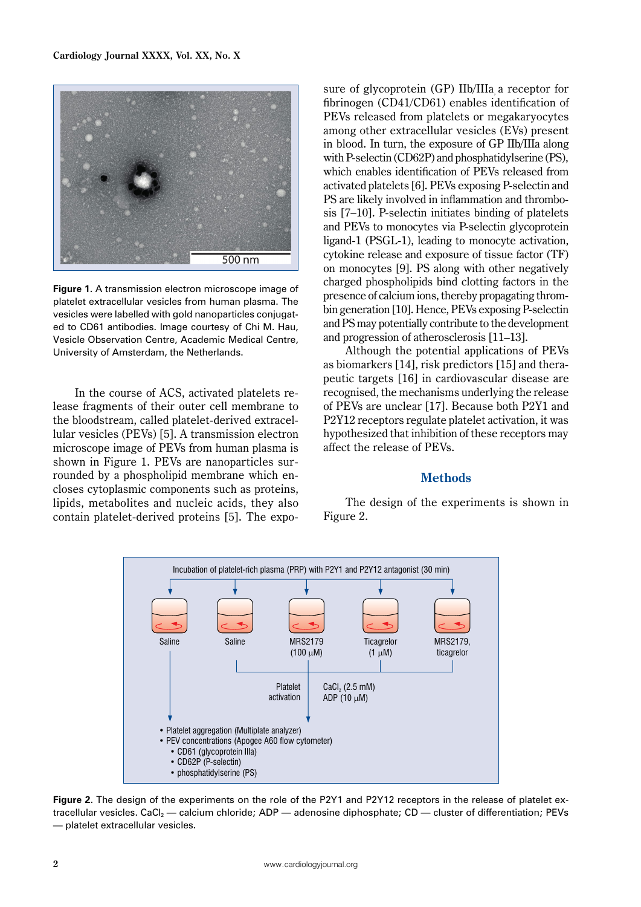Figure 1. A transmission electron microscope image of platelet extracellular vesicles from human plasma. The vesicles were labelled with gold nanoparticles conjugated to CD61 antibodies. Image courtesy of Chi M. Hau, Vesicle Observation Centre, Academic Medical Centre, University of Amsterdam, the Netherlands.

In the course of ACS, activated platelets release fragments of their outer cell membrane to the bloodstream, called platelet-derived extracellular vesicles (PEVs) [5]. A transmission electron microscope image of PEVs from human plasma is shown in Figure 1. PEVs are nanoparticles surrounded by a phospholipid membrane which encloses cytoplasmic components such as proteins, lipids, metabolites and nucleic acids, they also contain platelet-derived proteins [5]. The exposure of glycoprotein (GP) IIb/IIIa, a receptor for fibrinogen (CD41/CD61) enables identification of PEVs released from platelets or megakaryocytes among other extracellular vesicles (EVs) present in blood. In turn, the exposure of GP IIb/IIIa along with P-selectin (CD62P) and phosphatidylserine (PS), which enables identification of PEVs released from activated platelets [6]. PEVs exposing P-selectin and PS are likely involved in inflammation and thrombosis [7–10]. P-selectin initiates binding of platelets and PEVs to monocytes via P-selectin glycoprotein ligand-1 (PSGL-1), leading to monocyte activation, cytokine release and exposure of tissue factor (TF) on monocytes [9]. PS along with other negatively charged phospholipids bind clotting factors in the presence of calcium ions, thereby propagating thrombin generation [10]. Hence, PEVs exposing P-selectin and PS may potentially contribute to the development and progression of atherosclerosis [11–13].

Although the potential applications of PEVs as biomarkers [14], risk predictors [15] and therapeutic targets [16] in cardiovascular disease are recognised, the mechanisms underlying the release of PEVs are unclear [17]. Because both P2Y1 and P2Y12 receptors regulate platelet activation, it was hypothesized that inhibition of these receptors may affect the release of PEVs.

## Methods

The design of the experiments is shown in Figure 2.

Figure 2. The design of the experiments on the role of the P2Y1 and P2Y12 receptors in the release of platelet extracellular vesicles. $CaCl_2$ — calcium chloride; ADP — adenosine diphosphate; CD — cluster of differentiation; PEVs — platelet extracellular vesicles.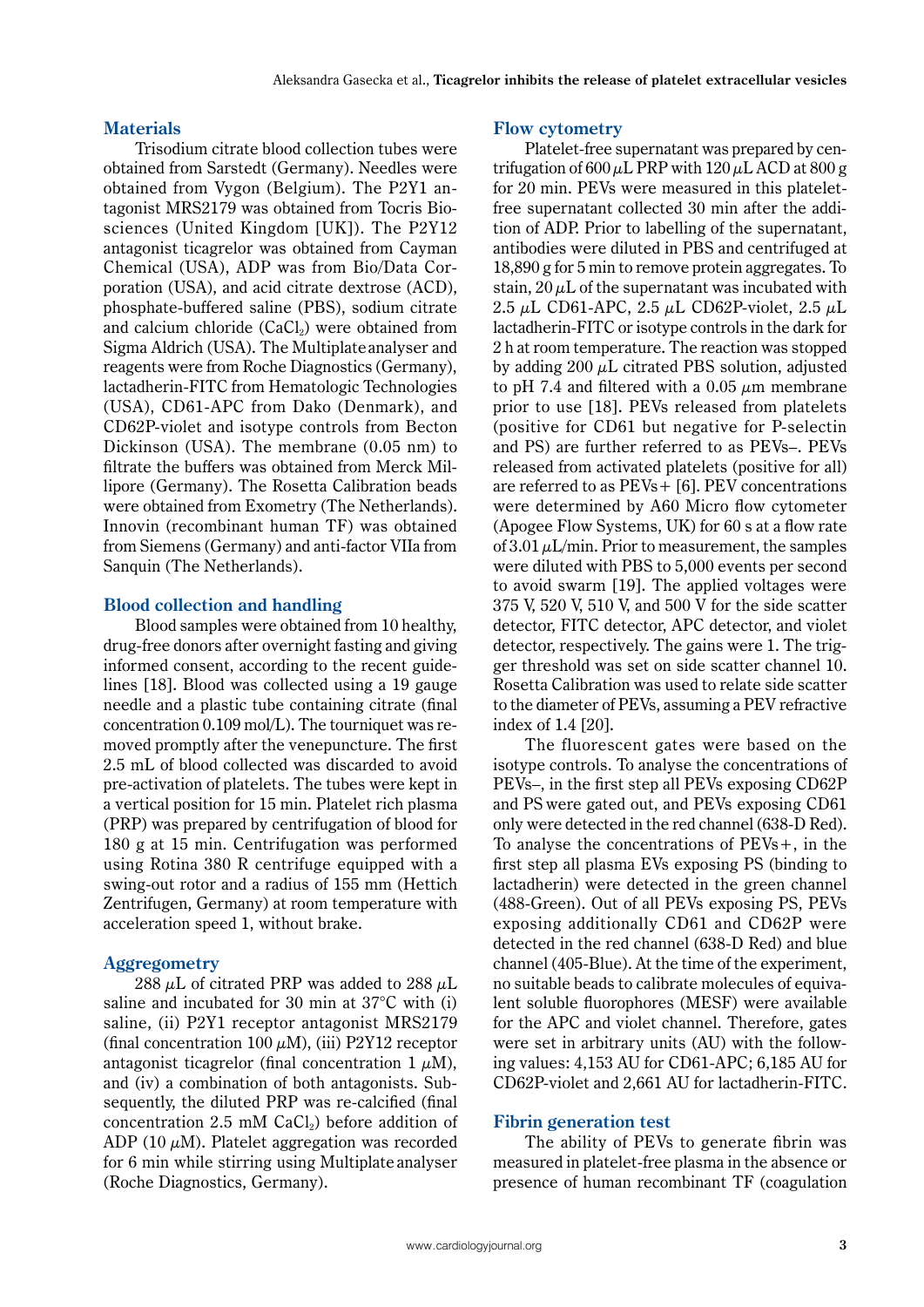## Materials

Trisodium citrate blood collection tubes were obtained from Sarstedt (Germany). Needles were obtained from Vygon (Belgium). The P2Y1 antagonist MRS2179 was obtained from Tocris Biosciences (United Kingdom [UK]). The P2Y12 antagonist ticagrelor was obtained from Cayman Chemical (USA), ADP was from Bio/Data Corporation (USA), and acid citrate dextrose (ACD), phosphate-buffered saline (PBS), sodium citrate and calcium chloride ($CaCl_2$) were obtained from Sigma Aldrich (USA). The Multiplate analyser and reagents were from Roche Diagnostics (Germany), lactadherin-FITC from Hematologic Technologies (USA), CD61-APC from Dako (Denmark), and CD62P-violet and isotype controls from Becton Dickinson (USA). The membrane (0.05 nm) to filtrate the buffers was obtained from Merck Millipore (Germany). The Rosetta Calibration beads were obtained from Exometry (The Netherlands). Innovin (recombinant human TF) was obtained from Siemens (Germany) and anti-factor VIIa from Sanquin (The Netherlands).

## Blood collection and handling

Blood samples were obtained from 10 healthy, drug-free donors after overnight fasting and giving informed consent, according to the recent guidelines [18]. Blood was collected using a 19 gauge needle and a plastic tube containing citrate (final concentration 0.109 mol/L). The tourniquet was removed promptly after the venepuncture. The first 2.5 mL of blood collected was discarded to avoid pre-activation of platelets. The tubes were kept in a vertical position for 15 min. Platelet rich plasma (PRP) was prepared by centrifugation of blood for 180 g at 15 min. Centrifugation was performed using Rotina 380 R centrifuge equipped with a swing-out rotor and a radius of 155 mm (Hettich Zentrifugen, Germany) at room temperature with acceleration speed 1, without brake.

## Aggregometry

288 $\mu$L of citrated PRP was added to 288 $\mu$L saline and incubated for 30 min at 37°C with (i) saline, (ii) P2Y1 receptor antagonist MRS2179 (final concentration 100 $\mu$M), (iii) P2Y12 receptor antagonist ticagrelor (final concentration 1 $\mu$M), and (iv) a combination of both antagonists. Subsequently, the diluted PRP was re-calcified (final concentration 2.5 mM $CaCl_2$) before addition of ADP (10 $\mu$M). Platelet aggregation was recorded for 6 min while stirring using Multiplate analyser (Roche Diagnostics, Germany).

## Flow cytometry

Platelet-free supernatant was prepared by centrifugation of 600 $\mu$L PRP with 120 $\mu$L ACD at 800 g for 20 min. PEVs were measured in this platelet-free supernatant collected 30 min after the addition of ADP. Prior to labelling of the supernatant, antibodies were diluted in PBS and centrifuged at 18,890 g for 5 min to remove protein aggregates. To stain, 20 $\mu$L of the supernatant was incubated with 2.5 $\mu$L CD61-APC, 2.5 $\mu$L CD62P-violet, 2.5 $\mu$L lactadherin-FITC or isotype controls in the dark for 2 h at room temperature. The reaction was stopped by adding 200 $\mu$L citrated PBS solution, adjusted to pH 7.4 and filtered with a 0.05 $\mu$m membrane prior to use [18]. PEVs released from platelets (positive for CD61 but negative for P-selectin and PS) are further referred to as PEVs–. PEVs released from activated platelets (positive for all) are referred to as PEVs+ [6]. PEV concentrations were determined by A60 Micro flow cytometer (Apogee Flow Systems, UK) for 60 s at a flow rate of 3.01 $\mu$L/min. Prior to measurement, the samples were diluted with PBS to 5,000 events per second to avoid swarm [19]. The applied voltages were 375 V, 520 V, 510 V, and 500 V for the side scatter detector, FITC detector, APC detector, and violet detector, respectively. The gains were 1. The trigger threshold was set on side scatter channel 10. Rosetta Calibration was used to relate side scatter to the diameter of PEVs, assuming a PEV refractive index of 1.4 [20].

The fluorescent gates were based on the isotype controls. To analyse the concentrations of PEVs–, in the first step all PEVs exposing CD62P and PS were gated out, and PEVs exposing CD61 only were detected in the red channel (638-D Red). To analyse the concentrations of PEVs+, in the first step all plasma EVs exposing PS (binding to lactadherin) were detected in the green channel (488-Green). Out of all PEVs exposing PS, PEVs exposing additionally CD61 and CD62P were detected in the red channel (638-D Red) and blue channel (405-Blue). At the time of the experiment, no suitable beads to calibrate molecules of equivalent soluble fluorophores (MESF) were available for the APC and violet channel. Therefore, gates were set in arbitrary units (AU) with the following values: 4,153 AU for CD61-APC; 6,185 AU for CD62P-violet and 2,661 AU for lactadherin-FITC.

## Fibrin generation test

The ability of PEVs to generate fibrin was measured in platelet-free plasma in the absence or presence of human recombinant TF (coagulation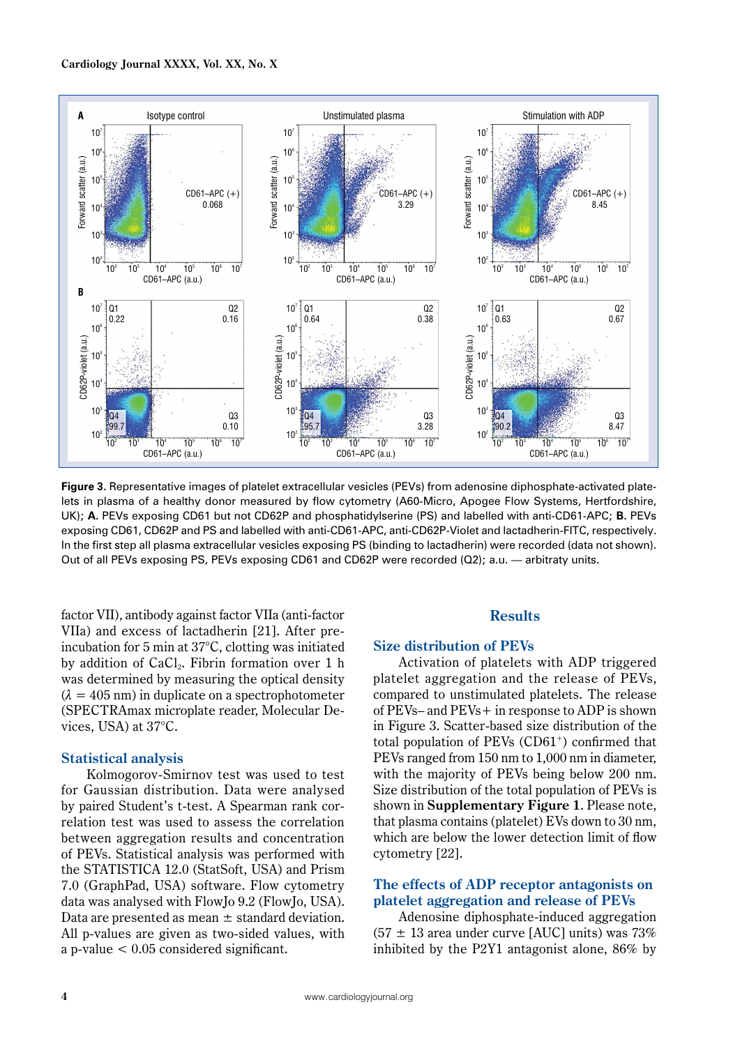**Figure 3.** Representative images of platelet extracellular vesicles (PEVs) from adenosine diphosphate-activated platelets in plasma of a healthy donor measured by flow cytometry (A60-Micro, Apogee Flow Systems, Hertfordshire, UK); **A.** PEVs exposing CD61 but not CD62P and phosphatidylserine (PS) and labelled with anti-CD61-APC; **B.** PEVs exposing CD61, CD62P and PS and labelled with anti-CD61-APC, anti-CD62P-Violet and lactadherin-FITC, respectively. In the first step all plasma extracellular vesicles exposing PS (binding to lactadherin) were recorded (data not shown). Out of all PEVs exposing PS, PEVs exposing CD61 and CD62P were recorded (Q2); a.u. — arbitraty units.

factor VII), antibody against factor VIIa (anti-factor VIIa) and excess of lactadherin [21]. After preincubation for 5 min at 37°C, clotting was initiated by addition of $CaCl_2$. Fibrin formation over 1 h was determined by measuring the optical density ($\lambda$ = 405 nm) in duplicate on a spectrophotometer (SPECTRAmax microplate reader, Molecular Devices, USA) at 37°C.

### Statistical analysis

Kolmogorov-Smirnov test was used to test for Gaussian distribution. Data were analysed by paired Student's t-test. A Spearman rank correlation test was used to assess the correlation between aggregation results and concentration of PEVs. Statistical analysis was performed with the STATISTICA 12.0 (StatSoft, USA) and Prism 7.0 (GraphPad, USA) software. Flow cytometry data was analysed with FlowJo 9.2 (FlowJo, USA). Data are presented as mean ± standard deviation. All p-values are given as two-sided values, with a p-value < 0.05 considered significant.

## Results

### Size distribution of PEVs

Activation of platelets with ADP triggered platelet aggregation and the release of PEVs, compared to unstimulated platelets. The release of PEVs– and PEVs+ in response to ADP is shown in Figure 3. Scatter-based size distribution of the total population of PEVs ($CD61^+$) confirmed that PEVs ranged from 150 nm to 1,000 nm in diameter, with the majority of PEVs being below 200 nm. Size distribution of the total population of PEVs is shown in **Supplementary Figure 1**. Please note, that plasma contains (platelet) EVs down to 30 nm, which are below the lower detection limit of flow cytometry [22].

### The effects of ADP receptor antagonists on platelet aggregation and release of PEVs

Adenosine diphosphate-induced aggregation (57 ± 13 area under curve [AUC] units) was 73% inhibited by the P2Y1 antagonist alone, 86% by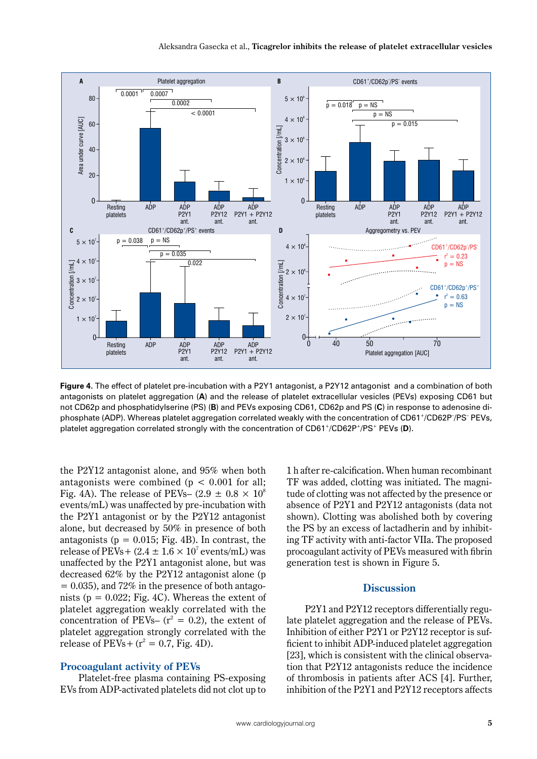**Figure 4.** The effect of platelet pre-incubation with a P2Y1 antagonist, a P2Y12 antagonist and a combination of both antagonists on platelet aggregation (**A**) and the release of platelet extracellular vesicles (PEVs) exposing CD61 but not CD62p and phosphatidylserine (PS) (**B**) and PEVs exposing CD61, CD62p and PS (**C**) in response to adenosine diphosphate (ADP). Whereas platelet aggregation correlated weakly with the concentration of $CD61^+/CD62P^-/PS^-$ PEVs, platelet aggregation correlated strongly with the concentration of $CD61^+/CD62P^+/PS^+$ PEVs (**D**).

the P2Y12 antagonist alone, and 95% when both antagonists were combined ($p < 0.001$ for all; Fig. 4A). The release of PEVs– ($2.9 \pm 0.8 \times 10^8$ events/mL) was unaffected by pre-incubation with the P2Y1 antagonist or by the P2Y12 antagonist alone, but decreased by 50% in presence of both antagonists ($p = 0.015$; Fig. 4B). In contrast, the release of PEVs+ ($2.4 \pm 1.6 \times 10^7$ events/mL) was unaffected by the P2Y1 antagonist alone, but was decreased 62% by the P2Y12 antagonist alone ($p = 0.035$), and 72% in the presence of both antagonists ($p = 0.022$; Fig. 4C). Whereas the extent of platelet aggregation weakly correlated with the concentration of PEVs– ($r^2 = 0.2$), the extent of platelet aggregation strongly correlated with the release of PEVs+ ($r^2 = 0.7$, Fig. 4D).

## Procoagulant activity of PEVs

Platelet-free plasma containing PS-exposing EVs from ADP-activated platelets did not clot up to 1 h after re-calcification. When human recombinant TF was added, clotting was initiated. The magnitude of clotting was not affected by the presence or absence of P2Y1 and P2Y12 antagonists (data not shown). Clotting was abolished both by covering the PS by an excess of lactadherin and by inhibiting TF activity with anti-factor VIIa. The proposed procoagulant activity of PEVs measured with fibrin generation test is shown in Figure 5.

## Discussion

P2Y1 and P2Y12 receptors differentially regulate platelet aggregation and the release of PEVs. Inhibition of either P2Y1 or P2Y12 receptor is sufficient to inhibit ADP-induced platelet aggregation [23], which is consistent with the clinical observation that P2Y12 antagonists reduce the incidence of thrombosis in patients after ACS [4]. Further, inhibition of the P2Y1 and P2Y12 receptors affects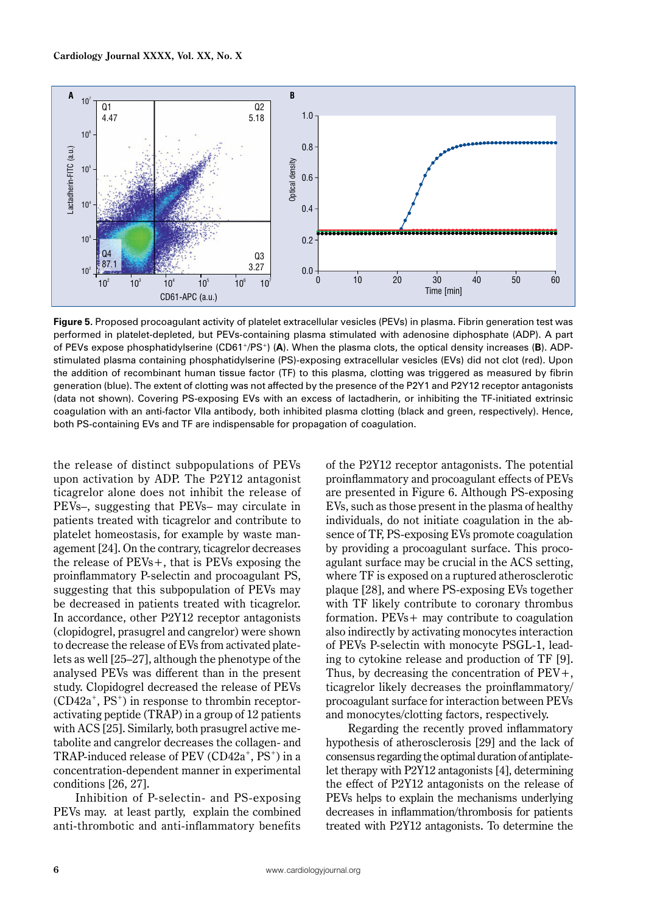**Figure 5.** Proposed procoagulant activity of platelet extracellular vesicles (PEVs) in plasma. Fibrin generation test was performed in platelet-depleted, but PEVs-containing plasma stimulated with adenosine diphosphate (ADP). A part of PEVs expose phosphatidylserine ($CD61^+/PS^+$) (**A**). When the plasma clots, the optical density increases (**B**). ADP-stimulated plasma containing phosphatidylserine (PS)-exposing extracellular vesicles (EVs) did not clot (red). Upon the addition of recombinant human tissue factor (TF) to this plasma, clotting was triggered as measured by fibrin generation (blue). The extent of clotting was not affected by the presence of the P2Y1 and P2Y12 receptor antagonists (data not shown). Covering PS-exposing EVs with an excess of lactadherin, or inhibiting the TF-initiated extrinsic coagulation with an anti-factor VIIa antibody, both inhibited plasma clotting (black and green, respectively). Hence, both PS-containing EVs and TF are indispensable for propagation of coagulation.

the release of distinct subpopulations of PEVs upon activation by ADP. The P2Y12 antagonist ticagrelor alone does not inhibit the release of PEVs–, suggesting that PEVs– may circulate in patients treated with ticagrelor and contribute to platelet homeostasis, for example by waste management [24]. On the contrary, ticagrelor decreases the release of PEVs+, that is PEVs exposing the proinflammatory P-selectin and procoagulant PS, suggesting that this subpopulation of PEVs may be decreased in patients treated with ticagrelor. In accordance, other P2Y12 receptor antagonists (clopidogrel, prasugrel and cangrelor) were shown to decrease the release of EVs from activated platelets as well [25–27], although the phenotype of the analysed PEVs was different than in the present study. Clopidogrel decreased the release of PEVs ($CD42a^+$, $PS^+$) in response to thrombin receptor-activating peptide (TRAP) in a group of 12 patients with ACS [25]. Similarly, both prasugrel active metabolite and cangrelor decreases the collagen- and TRAP-induced release of PEV ($CD42a^+$, $PS^+$) in a concentration-dependent manner in experimental conditions [26, 27].

Inhibition of P-selectin- and PS-exposing PEVs may. at least partly, explain the combined anti-thrombotic and anti-inflammatory benefits of the P2Y12 receptor antagonists. The potential proinflammatory and procoagulant effects of PEVs are presented in Figure 6. Although PS-exposing EVs, such as those present in the plasma of healthy individuals, do not initiate coagulation in the absence of TF, PS-exposing EVs promote coagulation by providing a procoagulant surface. This procoagulant surface may be crucial in the ACS setting, where TF is exposed on a ruptured atherosclerotic plaque [28], and where PS-exposing EVs together with TF likely contribute to coronary thrombus formation. PEVs+ may contribute to coagulation also indirectly by activating monocytes interaction of PEVs P-selectin with monocyte PSGL-1, leading to cytokine release and production of TF [9]. Thus, by decreasing the concentration of PEV+, ticagrelor likely decreases the proinflammatory/procoagulant surface for interaction between PEVs and monocytes/clotting factors, respectively.

Regarding the recently proved inflammatory hypothesis of atherosclerosis [29] and the lack of consensus regarding the optimal duration of antiplatelet therapy with P2Y12 antagonists [4], determining the effect of P2Y12 antagonists on the release of PEVs helps to explain the mechanisms underlying decreases in inflammation/thrombosis for patients treated with P2Y12 antagonists. To determine the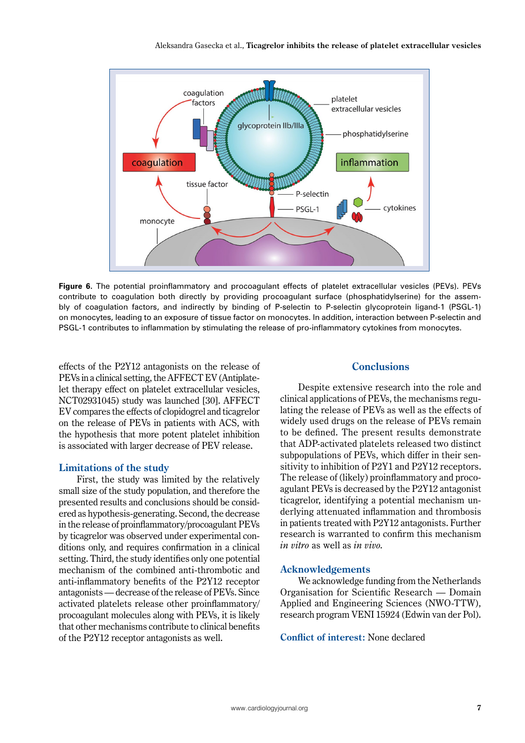**Figure 6.** The potential proinflammatory and procoagulant effects of platelet extracellular vesicles (PEVs). PEVs contribute to coagulation both directly by providing procoagulant surface (phosphatidylserine) for the assembly of coagulation factors, and indirectly by binding of P-selectin to P-selectin glycoprotein ligand-1 (PSGL-1) on monocytes, leading to an exposure of tissue factor on monocytes. In addition, interaction between P-selectin and PSGL-1 contributes to inflammation by stimulating the release of pro-inflammatory cytokines from monocytes.

effects of the P2Y12 antagonists on the release of PEVs in a clinical setting, the AFFECT EV (Antiplatelet therapy effect on platelet extracellular vesicles, NCT02931045) study was launched [30]. AFFECT EV compares the effects of clopidogrel and ticagrelor on the release of PEVs in patients with ACS, with the hypothesis that more potent platelet inhibition is associated with larger decrease of PEV release.

## Limitations of the study

First, the study was limited by the relatively small size of the study population, and therefore the presented results and conclusions should be considered as hypothesis-generating. Second, the decrease in the release of proinflammatory/procoagulant PEVs by ticagrelor was observed under experimental conditions only, and requires confirmation in a clinical setting. Third, the study identifies only one potential mechanism of the combined anti-thrombotic and anti-inflammatory benefits of the P2Y12 receptor antagonists — decrease of the release of PEVs. Since activated platelets release other proinflammatory/procoagulant molecules along with PEVs, it is likely that other mechanisms contribute to clinical benefits of the P2Y12 receptor antagonists as well.

## Conclusions

Despite extensive research into the role and clinical applications of PEVs, the mechanisms regulating the release of PEVs as well as the effects of widely used drugs on the release of PEVs remain to be defined. The present results demonstrate that ADP-activated platelets released two distinct subpopulations of PEVs, which differ in their sensitivity to inhibition of P2Y1 and P2Y12 receptors. The release of (likely) proinflammatory and procoagulant PEVs is decreased by the P2Y12 antagonist ticagrelor, identifying a potential mechanism underlying attenuated inflammation and thrombosis in patients treated with P2Y12 antagonists. Further research is warranted to confirm this mechanism *in vitro* as well as *in vivo*.

## Acknowledgements

We acknowledge funding from the Netherlands Organisation for Scientific Research — Domain Applied and Engineering Sciences (NWO-TTW), research program VENI 15924 (Edwin van der Pol).

**Conflict of interest:** None declared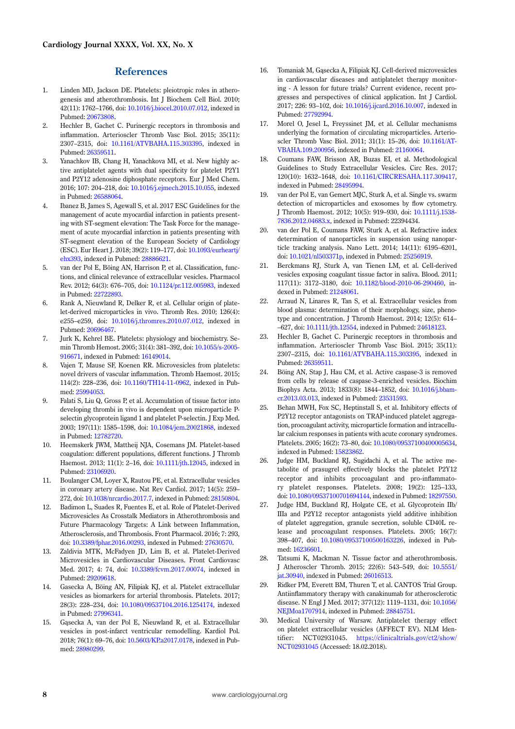## References

1. Linden MD, Jackson DE. Platelets: pleiotropic roles in atherogenesis and atherothrombosis. Int J Biochem Cell Biol. 2010; 42(11): 1762–1766, doi: 10.1016/j.biocel.2010.07.012, indexed in Pubmed: 20673808.
2. Hechler B, Gachet C. Purinergic receptors in thrombosis and inflammation. Arterioscler Thromb Vasc Biol. 2015; 35(11): 2307–2315, doi: 10.1161/ATVBAHA.115.303395, indexed in Pubmed: 26359511.
3. Yanachkov IB, Chang H, Yanachkova MI, et al. New highly active antiplatelet agents with dual specificity for platelet P2Y1 and P2Y12 adenosine diphosphate receptors. Eur J Med Chem. 2016; 107: 204–218, doi: 10.1016/j.ejmech.2015.10.055, indexed in Pubmed: 26588064.
4. Ibanez B, James S, Agewall S, et al. 2017 ESC Guidelines for the management of acute myocardial infarction in patients presenting with ST-segment elevation: The Task Force for the management of acute myocardial infarction in patients presenting with ST-segment elevation of the European Society of Cardiology (ESC). Eur Heart J. 2018; 39(2): 119–177, doi: 10.1093/eurheartj/ehx393, indexed in Pubmed: 28886621.
5. van der Pol E, Böing AN, Harrison P, et al. Classification, functions, and clinical relevance of extracellular vesicles. Pharmacol Rev. 2012; 64(3): 676–705, doi: 10.1124/pr.112.005983, indexed in Pubmed: 22722893.
6. Rank A, Nieuwland R, Delker R, et al. Cellular origin of platelet-derived microparticles in vivo. Thromb Res. 2010; 126(4): e255–e259, doi: 10.1016/j.thromres.2010.07.012, indexed in Pubmed: 20696467.
7. Jurk K, Kehrel BE. Platelets: physiology and biochemistry. Semin Thromb Hemost. 2005; 31(4): 381–392, doi: 10.1055/s-2005-916671, indexed in Pubmed: 16149014.
8. Vajen T, Mause SF, Koenen RR. Microvesicles from platelets: novel drivers of vascular inflammation. Thromb Haemost. 2015; 114(2): 228–236, doi: 10.1160/TH14-11-0962, indexed in Pubmed: 25994053.
9. Falati S, Liu Q, Gross P, et al. Accumulation of tissue factor into developing thrombi in vivo is dependent upon microparticle P-selectin glycoprotein ligand 1 and platelet P-selectin. J Exp Med. 2003; 197(11): 1585–1598, doi: 10.1084/jem.20021868, indexed in Pubmed: 12782720.
10. Heemskerk JWM, Mattheij NJA, Cosemans JM. Platelet-based coagulation: different populations, different functions. J Thromb Haemost. 2013; 11(1): 2–16, doi: 10.1111/jth.12045, indexed in Pubmed: 23106920.
11. Boulanger CM, Loyer X, Rautou PE, et al. Extracellular vesicles in coronary artery disease. Nat Rev Cardiol. 2017; 14(5): 259–272, doi: 10.1038/nrcardio.2017.7, indexed in Pubmed: 28150804.
12. Badimon L, Suades R, Fuentes E, et al. Role of Platelet-Derived Microvesicles As Crosstalk Mediators in Atherothrombosis and Future Pharmacology Targets: A Link between Inflammation, Atherosclerosis, and Thrombosis. Front Pharmacol. 2016; 7: 293, doi: 10.3389/fphar.2016.00293, indexed in Pubmed: 27630570.
13. Zaldivia MTK, McFadyen JD, Lim B, et al. Platelet-Derived Microvesicles in Cardiovascular Diseases. Front Cardiovasc Med. 2017; 4: 74, doi: 10.3389/fcvm.2017.00074, indexed in Pubmed: 29209618.
14. Gasecka A, Böing AN, Filipiak KJ, et al. Platelet extracellular vesicles as biomarkers for arterial thrombosis. Platelets. 2017; 28(3): 228–234, doi: 10.1080/09537104.2016.1254174, indexed in Pubmed: 27996341.
15. Gąsecka A, van der Pol E, Nieuwland R, et al. Extracellular vesicles in post-infarct ventricular remodelling. Kardiol Pol. 2018; 76(1): 69–76, doi: 10.5603/KP.a2017.0178, indexed in Pubmed: 28980299.
16. Tomaniak M, Gąsecka A, Filipiak KJ. Cell-derived microvesicles in cardiovascular diseases and antiplatelet therapy monitoring - A lesson for future trials? Current evidence, recent progresses and perspectives of clinical application. Int J Cardiol. 2017; 226: 93–102, doi: 10.1016/j.ijcard.2016.10.007, indexed in Pubmed: 27792994.
17. Morel O, Jesel L, Freyssinet JM, et al. Cellular mechanisms underlying the formation of circulating microparticles. Arterioscler Thromb Vasc Biol. 2011; 31(1): 15–26, doi: 10.1161/ATVBAHA.109.200956, indexed in Pubmed: 21160064.
18. Coumans FAW, Brisson AR, Buzas EI, et al. Methodological Guidelines to Study Extracellular Vesicles. Circ Res. 2017; 120(10): 1632–1648, doi: 10.1161/CIRCRESAHA.117.309417, indexed in Pubmed: 28495994.
19. van der Pol E, van Gemert MJC, Sturk A, et al. Single vs. swarm detection of microparticles and exosomes by flow cytometry. J Thromb Haemost. 2012; 10(5): 919–930, doi: 10.1111/j.1538-7836.2012.04683.x, indexed in Pubmed: 22394434.
20. van der Pol E, Coumans FAW, Sturk A, et al. Refractive index determination of nanoparticles in suspension using nanoparticle tracking analysis. Nano Lett. 2014; 14(11): 6195–6201, doi: 10.1021/nl503371p, indexed in Pubmed: 25256919.
21. Berckmans RJ, Sturk A, van Tienen LM, et al. Cell-derived vesicles exposing coagulant tissue factor in saliva. Blood. 2011; 117(11): 3172–3180, doi: 10.1182/blood-2010-06-290460, indexed in Pubmed: 21248061.
22. Arraud N, Linares R, Tan S, et al. Extracellular vesicles from blood plasma: determination of their morphology, size, phenotype and concentration. J Thromb Haemost. 2014; 12(5): 614––627, doi: 10.1111/jth.12554, indexed in Pubmed: 24618123.
23. Hechler B, Gachet C. Purinergic receptors in thrombosis and inflammation. Arterioscler Thromb Vasc Biol. 2015; 35(11): 2307–2315, doi: 10.1161/ATVBAHA.115.303395, indexed in Pubmed: 26359511.
24. Böing AN, Stap J, Hau CM, et al. Active caspase-3 is removed from cells by release of caspase-3-enriched vesicles. Biochim Biophys Acta. 2013; 1833(8): 1844–1852, doi: 10.1016/j.bbamcr.2013.03.013, indexed in Pubmed: 23531593.
25. Behan MWH, Fox SC, Heptinstall S, et al. Inhibitory effects of P2Y12 receptor antagonists on TRAP-induced platelet aggregation, procoagulant activity, microparticle formation and intracellular calcium responses in patients with acute coronary syndromes. Platelets. 2005; 16(2): 73–80, doi: 10.1080/09537100400005634, indexed in Pubmed: 15823862.
26. Judge HM, Buckland RJ, Sugidachi A, et al. The active metabolite of prasugrel effectively blocks the platelet P2Y12 receptor and inhibits procoagulant and pro-inflammatory platelet responses. Platelets. 2008; 19(2): 125–133, doi: 10.1080/09537100701694144, indexed in Pubmed: 18297550.
27. Judge HM, Buckland RJ, Holgate CE, et al. Glycoprotein IIb/IIIa and P2Y12 receptor antagonists yield additive inhibition of platelet aggregation, granule secretion, soluble CD40L release and procoagulant responses. Platelets. 2005; 16(7): 398–407, doi: 10.1080/09537100500163226, indexed in Pubmed: 16236601.
28. Tatsumi K, Mackman N. Tissue factor and atherothrombosis. J Atheroscler Thromb. 2015; 22(6): 543–549, doi: 10.5551/jat.30940, indexed in Pubmed: 26016513.
29. Ridker PM, Everett BM, Thuren T, et al. CANTOS Trial Group. Antiinflammatory therapy with canakinumab for atherosclerotic disease. N Engl J Med. 2017; 377(12): 1119–1131, doi: 10.1056/NEJMoa1707914, indexed in Pubmed: 28845751.
30. Medical University of Warsaw. Antiplatelet therapy effect on platelet extracellular vesicles (AFFECT EV). NLM Identifier: NCT02931045. https://clinicaltrials.gov/ct2/show/NCT02931045 (Accessed: 18.02.2018).